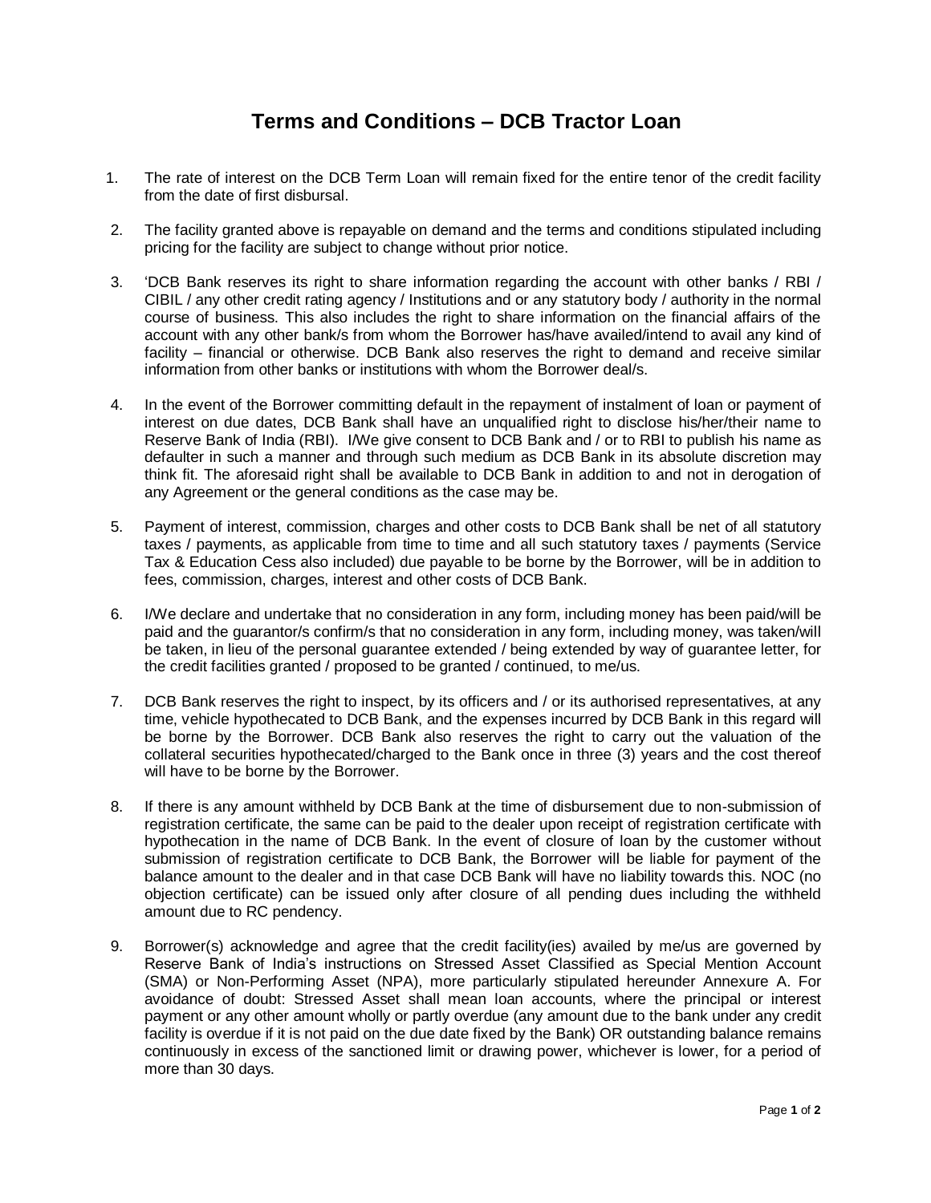# Terms and Conditions – DCB Tractor Loan

1. The rate of interest on the DCB Term Loan will remain fixed for the entire tenor of the credit facility from the date of first disbursal.

2. The facility granted above is repayable on demand and the terms and conditions stipulated including pricing for the facility are subject to change without prior notice.

3. 'DCB Bank reserves its right to share information regarding the account with other banks / RBI / CIBIL / any other credit rating agency / Institutions and or any statutory body / authority in the normal course of business. This also includes the right to share information on the financial affairs of the account with any other bank/s from whom the Borrower has/have availed/intend to avail any kind of facility – financial or otherwise. DCB Bank also reserves the right to demand and receive similar information from other banks or institutions with whom the Borrower deal/s.

4. In the event of the Borrower committing default in the repayment of instalment of loan or payment of interest on due dates, DCB Bank shall have an unqualified right to disclose his/her/their name to Reserve Bank of India (RBI). I/We give consent to DCB Bank and / or to RBI to publish his name as defaulter in such a manner and through such medium as DCB Bank in its absolute discretion may think fit. The aforesaid right shall be available to DCB Bank in addition to and not in derogation of any Agreement or the general conditions as the case may be.

5. Payment of interest, commission, charges and other costs to DCB Bank shall be net of all statutory taxes / payments, as applicable from time to time and all such statutory taxes / payments (Service Tax & Education Cess also included) due payable to be borne by the Borrower, will be in addition to fees, commission, charges, interest and other costs of DCB Bank.

6. I/We declare and undertake that no consideration in any form, including money has been paid/will be paid and the guarantor/s confirm/s that no consideration in any form, including money, was taken/will be taken, in lieu of the personal guarantee extended / being extended by way of guarantee letter, for the credit facilities granted / proposed to be granted / continued, to me/us.

7. DCB Bank reserves the right to inspect, by its officers and / or its authorised representatives, at any time, vehicle hypothecated to DCB Bank, and the expenses incurred by DCB Bank in this regard will be borne by the Borrower. DCB Bank also reserves the right to carry out the valuation of the collateral securities hypothecated/charged to the Bank once in three (3) years and the cost thereof will have to be borne by the Borrower.

8. If there is any amount withheld by DCB Bank at the time of disbursement due to non-submission of registration certificate, the same can be paid to the dealer upon receipt of registration certificate with hypothecation in the name of DCB Bank. In the event of closure of loan by the customer without submission of registration certificate to DCB Bank, the Borrower will be liable for payment of the balance amount to the dealer and in that case DCB Bank will have no liability towards this. NOC (no objection certificate) can be issued only after closure of all pending dues including the withheld amount due to RC pendency.

9. Borrower(s) acknowledge and agree that the credit facility(ies) availed by me/us are governed by Reserve Bank of India's instructions on Stressed Asset Classified as Special Mention Account (SMA) or Non-Performing Asset (NPA), more particularly stipulated hereunder Annexure A. For avoidance of doubt: Stressed Asset shall mean loan accounts, where the principal or interest payment or any other amount wholly or partly overdue (any amount due to the bank under any credit facility is overdue if it is not paid on the due date fixed by the Bank) OR outstanding balance remains continuously in excess of the sanctioned limit or drawing power, whichever is lower, for a period of more than 30 days.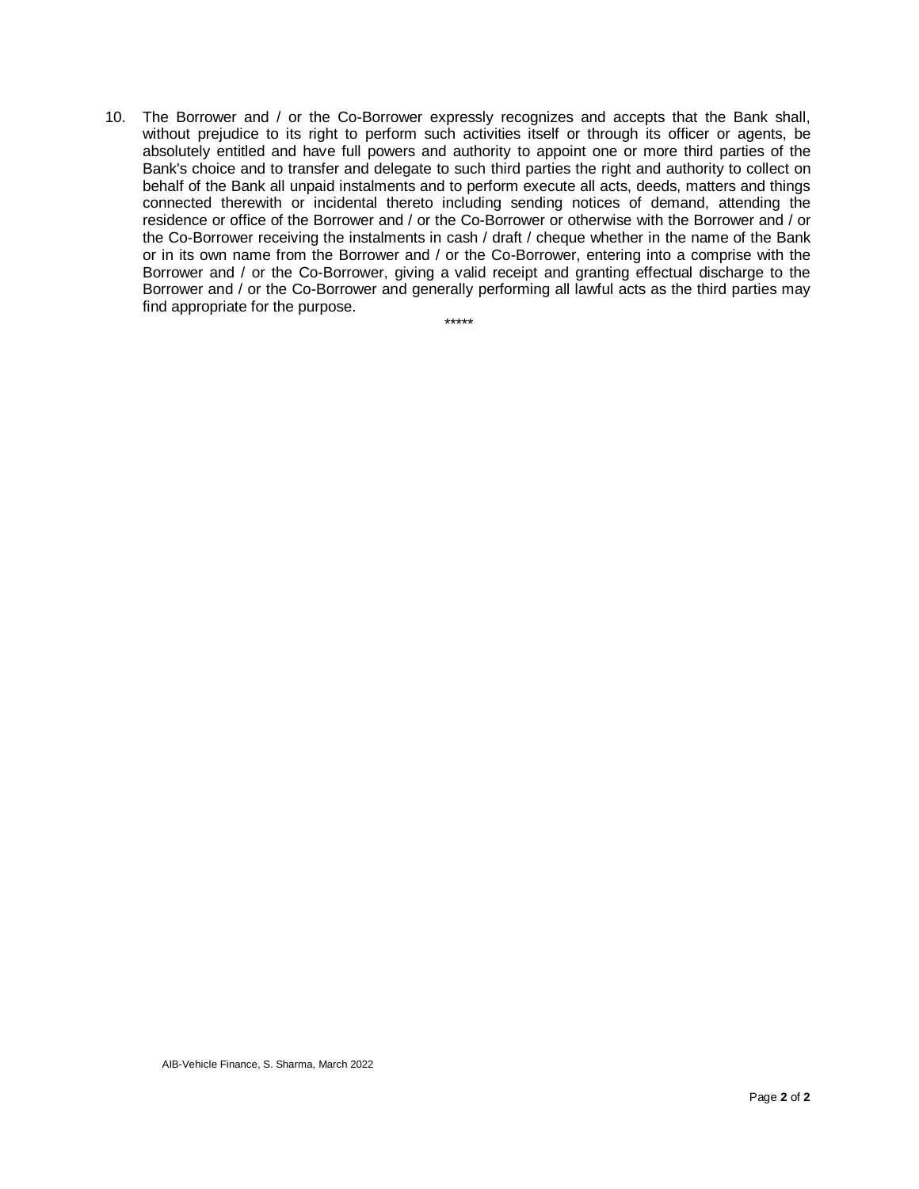10. The Borrower and / or the Co-Borrower expressly recognizes and accepts that the Bank shall, without prejudice to its right to perform such activities itself or through its officer or agents, be absolutely entitled and have full powers and authority to appoint one or more third parties of the Bank's choice and to transfer and delegate to such third parties the right and authority to collect on behalf of the Bank all unpaid instalments and to perform execute all acts, deeds, matters and things connected therewith or incidental thereto including sending notices of demand, attending the residence or office of the Borrower and / or the Co-Borrower or otherwise with the Borrower and / or the Co-Borrower receiving the instalments in cash / draft / cheque whether in the name of the Bank or in its own name from the Borrower and / or the Co-Borrower, entering into a comprise with the Borrower and / or the Co-Borrower, giving a valid receipt and granting effectual discharge to the Borrower and / or the Co-Borrower and generally performing all lawful acts as the third parties may find appropriate for the purpose.

*****

AIB-Vehicle Finance, S. Sharma, March 2022